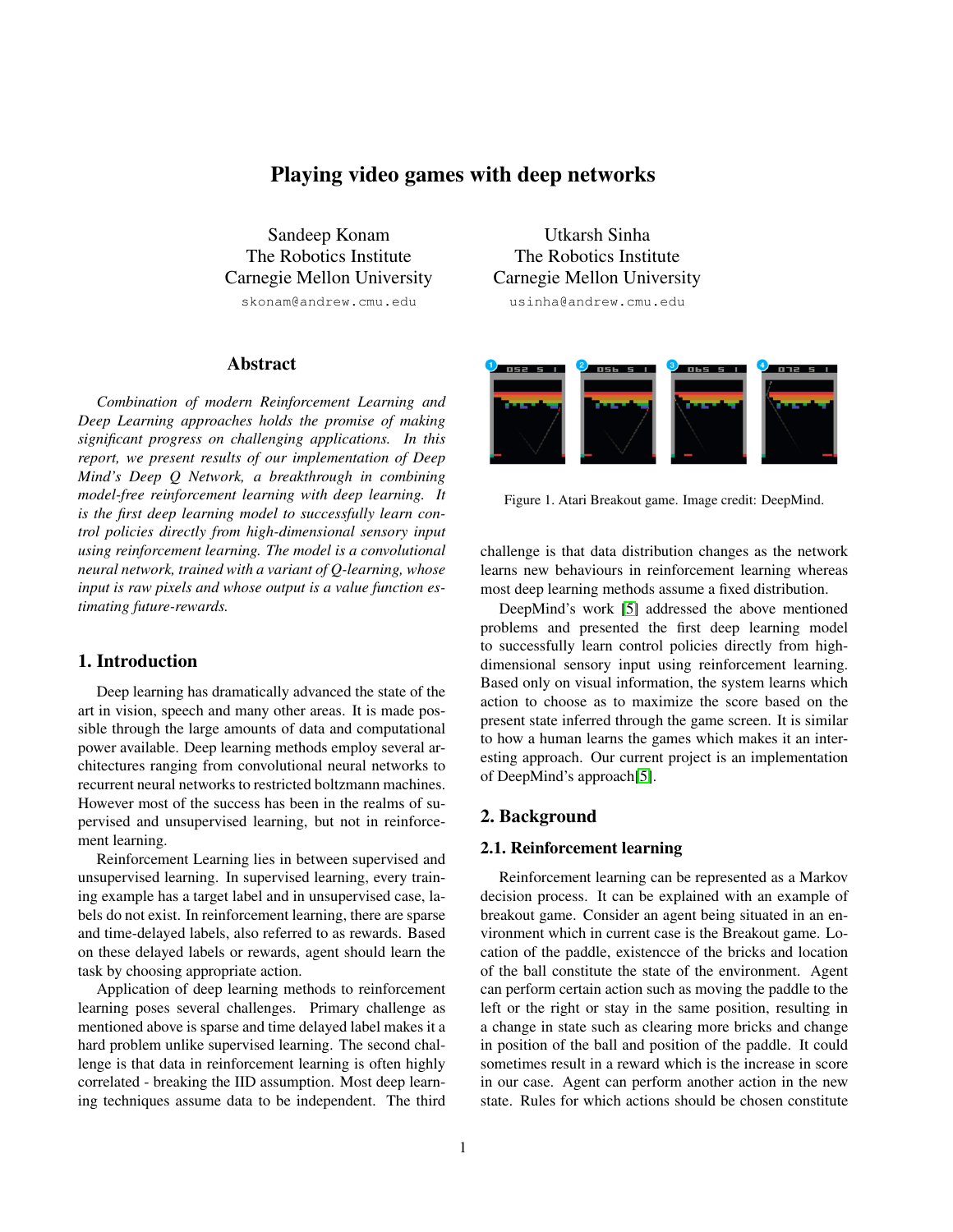# Playing video games with deep networks

Sandeep Konam
The Robotics Institute
Carnegie Mellon University
skonam@andrew.cmu.edu

Utkarsh Sinha
The Robotics Institute
Carnegie Mellon University
usinha@andrew.cmu.edu

## Abstract

*Combination of modern Reinforcement Learning and Deep Learning approaches holds the promise of making significant progress on challenging applications. In this report, we present results of our implementation of Deep Mind's Deep Q Network, a breakthrough in combining model-free reinforcement learning with deep learning. It is the first deep learning model to successfully learn control policies directly from high-dimensional sensory input using reinforcement learning. The model is a convolutional neural network, trained with a variant of Q-learning, whose input is raw pixels and whose output is a value function estimating future-rewards.*

## 1. Introduction

Deep learning has dramatically advanced the state of the art in vision, speech and many other areas. It is made possible through the large amounts of data and computational power available. Deep learning methods employ several architectures ranging from convolutional neural networks to recurrent neural networks to restricted boltzmann machines. However most of the success has been in the realms of supervised and unsupervised learning, but not in reinforcement learning.

Reinforcement Learning lies in between supervised and unsupervised learning. In supervised learning, every training example has a target label and in unsupervised case, labels do not exist. In reinforcement learning, there are sparse and time-delayed labels, also referred to as rewards. Based on these delayed labels or rewards, agent should learn the task by choosing appropriate action.

Application of deep learning methods to reinforcement learning poses several challenges. Primary challenge as mentioned above is sparse and time delayed label makes it a hard problem unlike supervised learning. The second challenge is that data in reinforcement learning is often highly correlated - breaking the IID assumption. Most deep learning techniques assume data to be independent. The third challenge is that data distribution changes as the network learns new behaviours in reinforcement learning whereas most deep learning methods assume a fixed distribution.

Figure 1. Atari Breakout game. Image credit: DeepMind.

DeepMind's work [5] addressed the above mentioned problems and presented the first deep learning model to successfully learn control policies directly from high-dimensional sensory input using reinforcement learning. Based only on visual information, the system learns which action to choose as to maximize the score based on the present state inferred through the game screen. It is similar to how a human learns the games which makes it an interesting approach. Our current project is an implementation of DeepMind's approach[5].

## 2. Background

### 2.1. Reinforcement learning

Reinforcement learning can be represented as a Markov decision process. It can be explained with an example of breakout game. Consider an agent being situated in an environment which in current case is the Breakout game. Location of the paddle, existencce of the bricks and location of the ball constitute the state of the environment. Agent can perform certain action such as moving the paddle to the left or the right or stay in the same position, resulting in a change in state such as clearing more bricks and change in position of the ball and position of the paddle. It could sometimes result in a reward which is the increase in score in our case. Agent can perform another action in the new state. Rules for which actions should be chosen constitute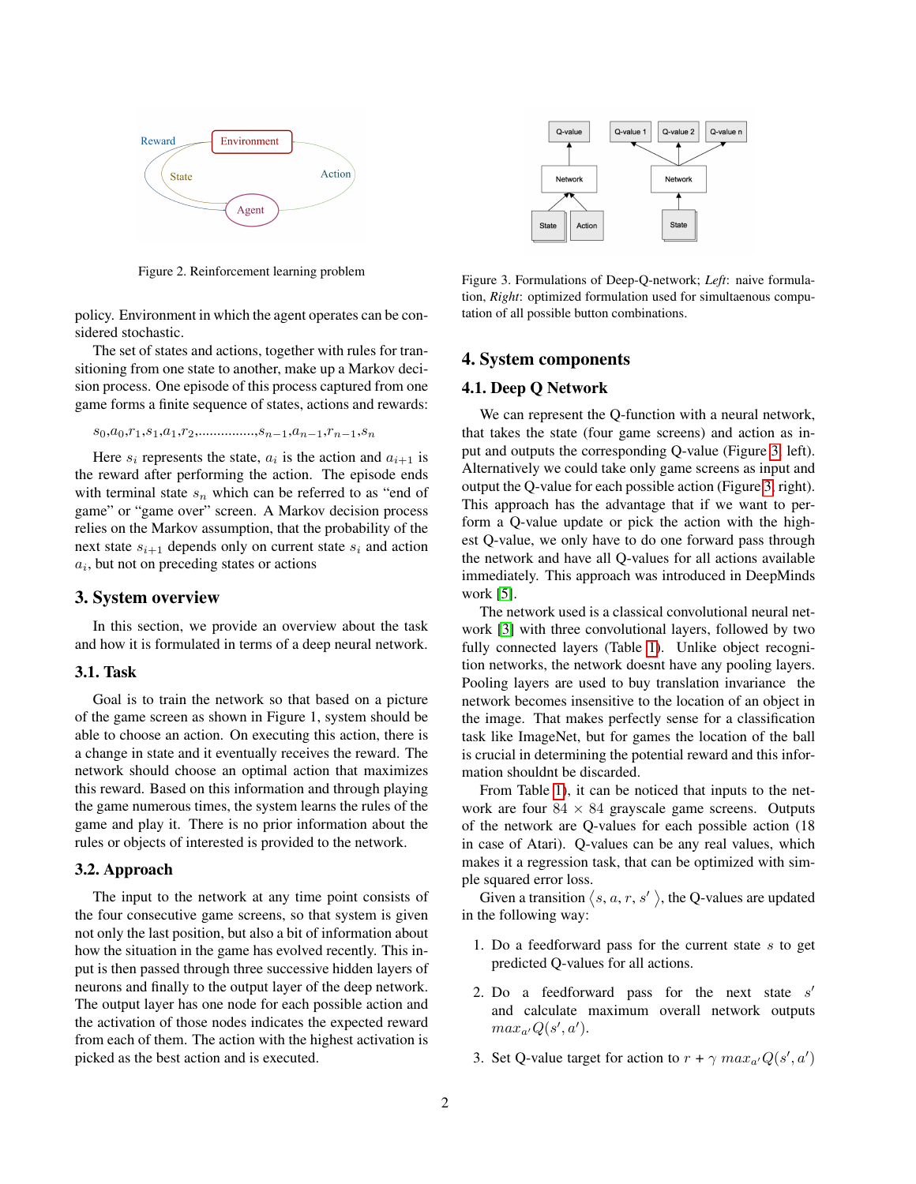Figure 2. Reinforcement learning problem

policy. Environment in which the agent operates can be considered stochastic.

The set of states and actions, together with rules for transitioning from one state to another, make up a Markov decision process. One episode of this process captured from one game forms a finite sequence of states, actions and rewards:

$$s_0, a_0, r_1, s_1, a_1, r_2, \ldots\ldots\ldots\ldots, s_{n-1}, a_{n-1}, r_{n-1}, s_n$$

Here $s_i$ represents the state, $a_i$ is the action and $a_{i+1}$ is the reward after performing the action. The episode ends with terminal state $s_n$ which can be referred to as "end of game" or "game over" screen. A Markov decision process relies on the Markov assumption, that the probability of the next state $s_{i+1}$ depends only on current state $s_i$ and action $a_i$, but not on preceding states or actions

## 3. System overview

In this section, we provide an overview about the task and how it is formulated in terms of a deep neural network.

### 3.1. Task

Goal is to train the network so that based on a picture of the game screen as shown in Figure 1, system should be able to choose an action. On executing this action, there is a change in state and it eventually receives the reward. The network should choose an optimal action that maximizes this reward. Based on this information and through playing the game numerous times, the system learns the rules of the game and play it. There is no prior information about the rules or objects of interested is provided to the network.

### 3.2. Approach

The input to the network at any time point consists of the four consecutive game screens, so that system is given not only the last position, but also a bit of information about how the situation in the game has evolved recently. This input is then passed through three successive hidden layers of neurons and finally to the output layer of the deep network. The output layer has one node for each possible action and the activation of those nodes indicates the expected reward from each of them. The action with the highest activation is picked as the best action and is executed.

Figure 3. Formulations of Deep-Q-network; *Left*: naive formulation, *Right*: optimized formulation used for simultaenous computation of all possible button combinations.

## 4. System components

### 4.1. Deep Q Network

We can represent the Q-function with a neural network, that takes the state (four game screens) and action as input and outputs the corresponding Q-value (Figure 3 left). Alternatively we could take only game screens as input and output the Q-value for each possible action (Figure 3 right). This approach has the advantage that if we want to perform a Q-value update or pick the action with the highest Q-value, we only have to do one forward pass through the network and have all Q-values for all actions available immediately. This approach was introduced in DeepMinds work [5].

The network used is a classical convolutional neural network [3] with three convolutional layers, followed by two fully connected layers (Table 1). Unlike object recognition networks, the network doesnt have any pooling layers. Pooling layers are used to buy translation invariance the network becomes insensitive to the location of an object in the image. That makes perfectly sense for a classification task like ImageNet, but for games the location of the ball is crucial in determining the potential reward and this information shouldnt be discarded.

From Table 1, it can be noticed that inputs to the network are four $84 \times 84$ grayscale game screens. Outputs of the network are Q-values for each possible action (18 in case of Atari). Q-values can be any real values, which makes it a regression task, that can be optimized with simple squared error loss.

Given a transition $\langle s, a, r, s' \rangle$, the Q-values are updated in the following way:

1. Do a feedforward pass for the current state $s$ to get predicted Q-values for all actions.
2. Do a feedforward pass for the next state $s'$ and calculate maximum overall network outputs $max_{a'} Q(s', a')$.
3. Set Q-value target for action to $r + \gamma \ max_{a'} Q(s', a')$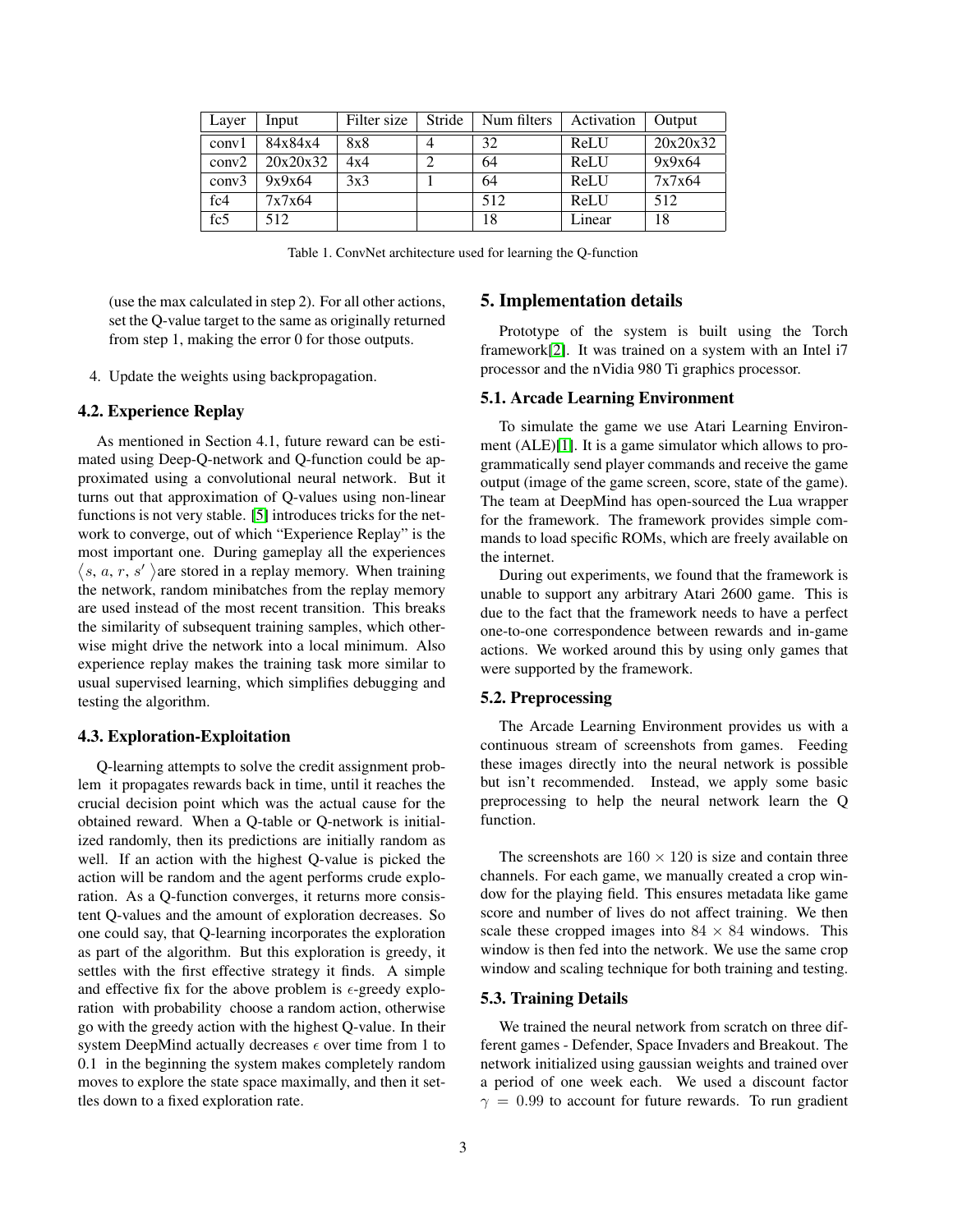| Layer | Input | Filter size | Stride | Num filters | Activation | Output |
|---|---|---|---|---|---|---|
| conv1 | 84x84x4 | 8x8 | 4 | 32 | ReLU | 20x20x32 |
| conv2 | 20x20x32 | 4x4 | 2 | 64 | ReLU | 9x9x64 |
| conv3 | 9x9x64 | 3x3 | 1 | 64 | ReLU | 7x7x64 |
| fc4 | 7x7x64 | | | 512 | ReLU | 512 |
| fc5 | 512 | | | 18 | Linear | 18 |

Table 1. ConvNet architecture used for learning the Q-function

(use the max calculated in step 2). For all other actions, set the Q-value target to the same as originally returned from step 1, making the error 0 for those outputs.

4. Update the weights using backpropagation.

### 4.2. Experience Replay

As mentioned in Section 4.1, future reward can be estimated using Deep-Q-network and Q-function could be approximated using a convolutional neural network. But it turns out that approximation of Q-values using non-linear functions is not very stable. [5] introduces tricks for the network to converge, out of which "Experience Replay" is the most important one. During gameplay all the experiences $\langle s, a, r, s' \rangle$ are stored in a replay memory. When training the network, random minibatches from the replay memory are used instead of the most recent transition. This breaks the similarity of subsequent training samples, which otherwise might drive the network into a local minimum. Also experience replay makes the training task more similar to usual supervised learning, which simplifies debugging and testing the algorithm.

### 4.3. Exploration-Exploitation

Q-learning attempts to solve the credit assignment problem it propagates rewards back in time, until it reaches the crucial decision point which was the actual cause for the obtained reward. When a Q-table or Q-network is initialized randomly, then its predictions are initially random as well. If an action with the highest Q-value is picked the action will be random and the agent performs crude exploration. As a Q-function converges, it returns more consistent Q-values and the amount of exploration decreases. So one could say, that Q-learning incorporates the exploration as part of the algorithm. But this exploration is greedy, it settles with the first effective strategy it finds. A simple and effective fix for the above problem is $\epsilon$-greedy exploration with probability choose a random action, otherwise go with the greedy action with the highest Q-value. In their system DeepMind actually decreases $\epsilon$ over time from 1 to 0.1 in the beginning the system makes completely random moves to explore the state space maximally, and then it settles down to a fixed exploration rate.

## 5. Implementation details

Prototype of the system is built using the Torch framework[2]. It was trained on a system with an Intel i7 processor and the nVidia 980 Ti graphics processor.

### 5.1. Arcade Learning Environment

To simulate the game we use Atari Learning Environment (ALE)[1]. It is a game simulator which allows to programmatically send player commands and receive the game output (image of the game screen, score, state of the game). The team at DeepMind has open-sourced the Lua wrapper for the framework. The framework provides simple commands to load specific ROMs, which are freely available on the internet.

During out experiments, we found that the framework is unable to support any arbitrary Atari 2600 game. This is due to the fact that the framework needs to have a perfect one-to-one correspondence between rewards and in-game actions. We worked around this by using only games that were supported by the framework.

### 5.2. Preprocessing

The Arcade Learning Environment provides us with a continuous stream of screenshots from games. Feeding these images directly into the neural network is possible but isn't recommended. Instead, we apply some basic preprocessing to help the neural network learn the Q function.

The screenshots are $160 \times 120$ is size and contain three channels. For each game, we manually created a crop window for the playing field. This ensures metadata like game score and number of lives do not affect training. We then scale these cropped images into $84 \times 84$ windows. This window is then fed into the network. We use the same crop window and scaling technique for both training and testing.

### 5.3. Training Details

We trained the neural network from scratch on three different games - Defender, Space Invaders and Breakout. The network initialized using gaussian weights and trained over a period of one week each. We used a discount factor $\gamma = 0.99$ to account for future rewards. To run gradient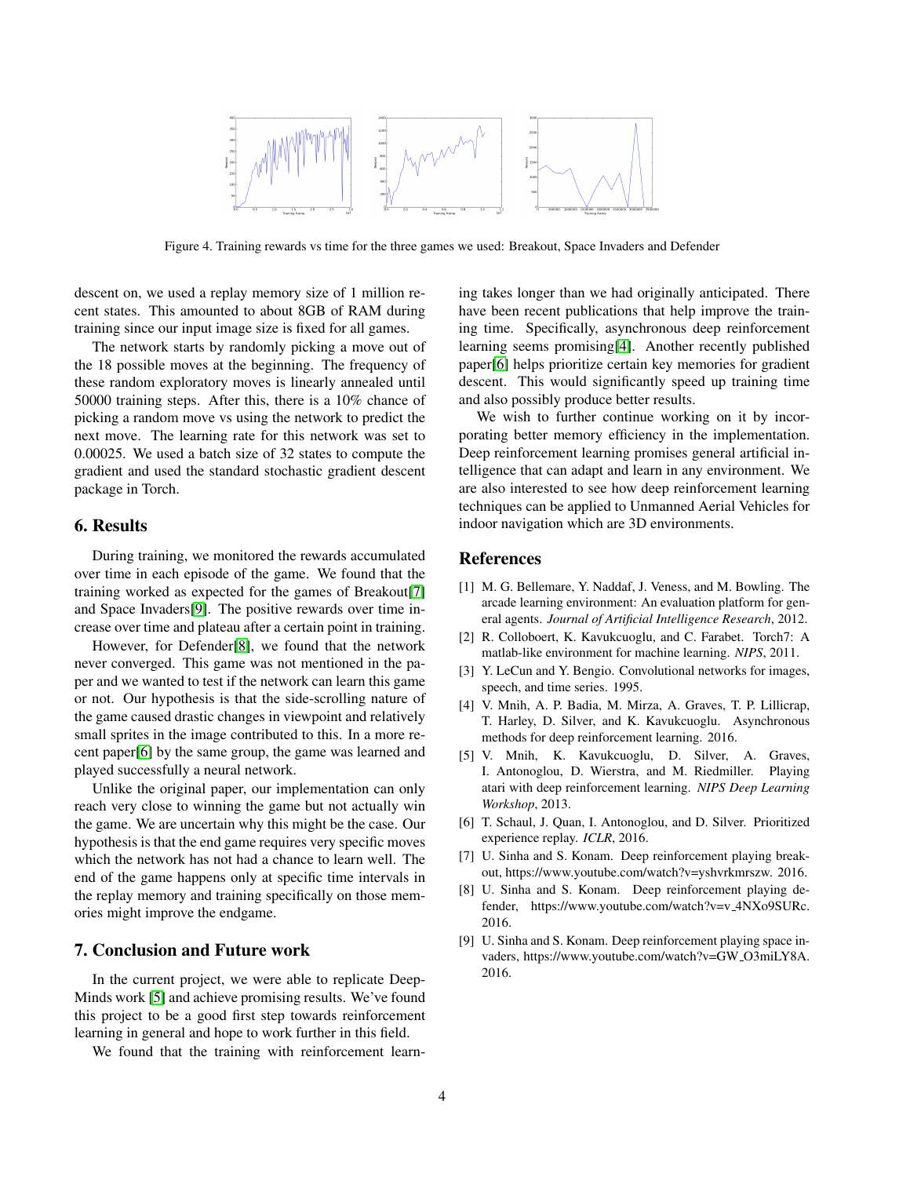Figure 4. Training rewards vs time for the three games we used: Breakout, Space Invaders and Defender

descent on, we used a replay memory size of 1 million recent states. This amounted to about 8GB of RAM during training since our input image size is fixed for all games.

The network starts by randomly picking a move out of the 18 possible moves at the beginning. The frequency of these random exploratory moves is linearly annealed until 50000 training steps. After this, there is a 10% chance of picking a random move vs using the network to predict the next move. The learning rate for this network was set to 0.00025. We used a batch size of 32 states to compute the gradient and used the standard stochastic gradient descent package in Torch.

## 6. Results

During training, we monitored the rewards accumulated over time in each episode of the game. We found that the training worked as expected for the games of Breakout[7] and Space Invaders[9]. The positive rewards over time increase over time and plateau after a certain point in training.

However, for Defender[8], we found that the network never converged. This game was not mentioned in the paper and we wanted to test if the network can learn this game or not. Our hypothesis is that the side-scrolling nature of the game caused drastic changes in viewpoint and relatively small sprites in the image contributed to this. In a more recent paper[6] by the same group, the game was learned and played successfully a neural network.

Unlike the original paper, our implementation can only reach very close to winning the game but not actually win the game. We are uncertain why this might be the case. Our hypothesis is that the end game requires very specific moves which the network has not had a chance to learn well. The end of the game happens only at specific time intervals in the replay memory and training specifically on those memories might improve the endgame.

## 7. Conclusion and Future work

In the current project, we were able to replicate DeepMinds work [5] and achieve promising results. We've found this project to be a good first step towards reinforcement learning in general and hope to work further in this field.

We found that the training with reinforcement learning takes longer than we had originally anticipated. There have been recent publications that help improve the training time. Specifically, asynchronous deep reinforcement learning seems promising[4]. Another recently published paper[6] helps prioritize certain key memories for gradient descent. This would significantly speed up training time and also possibly produce better results.

We wish to further continue working on it by incorporating better memory efficiency in the implementation. Deep reinforcement learning promises general artificial intelligence that can adapt and learn in any environment. We are also interested to see how deep reinforcement learning techniques can be applied to Unmanned Aerial Vehicles for indoor navigation which are 3D environments.

## References

[1] M. G. Bellemare, Y. Naddaf, J. Veness, and M. Bowling. The arcade learning environment: An evaluation platform for general agents. *Journal of Artificial Intelligence Research*, 2012.

[2] R. Colloboert, K. Kavukcuoglu, and C. Farabet. Torch7: A matlab-like environment for machine learning. *NIPS*, 2011.

[3] Y. LeCun and Y. Bengio. Convolutional networks for images, speech, and time series. 1995.

[4] V. Mnih, A. P. Badia, M. Mirza, A. Graves, T. P. Lillicrap, T. Harley, D. Silver, and K. Kavukcuoglu. Asynchronous methods for deep reinforcement learning. 2016.

[5] V. Mnih, K. Kavukcuoglu, D. Silver, A. Graves, I. Antonoglou, D. Wierstra, and M. Riedmiller. Playing atari with deep reinforcement learning. *NIPS Deep Learning Workshop*, 2013.

[6] T. Schaul, J. Quan, I. Antonoglou, and D. Silver. Prioritized experience replay. *ICLR*, 2016.

[7] U. Sinha and S. Konam. Deep reinforcement playing breakout, https://www.youtube.com/watch?v=yshvrkmrszw. 2016.

[8] U. Sinha and S. Konam. Deep reinforcement playing defender, https://www.youtube.com/watch?v=v_4NXo9SURc. 2016.

[9] U. Sinha and S. Konam. Deep reinforcement playing space invaders, https://www.youtube.com/watch?v=GW_O3miLY8A. 2016.